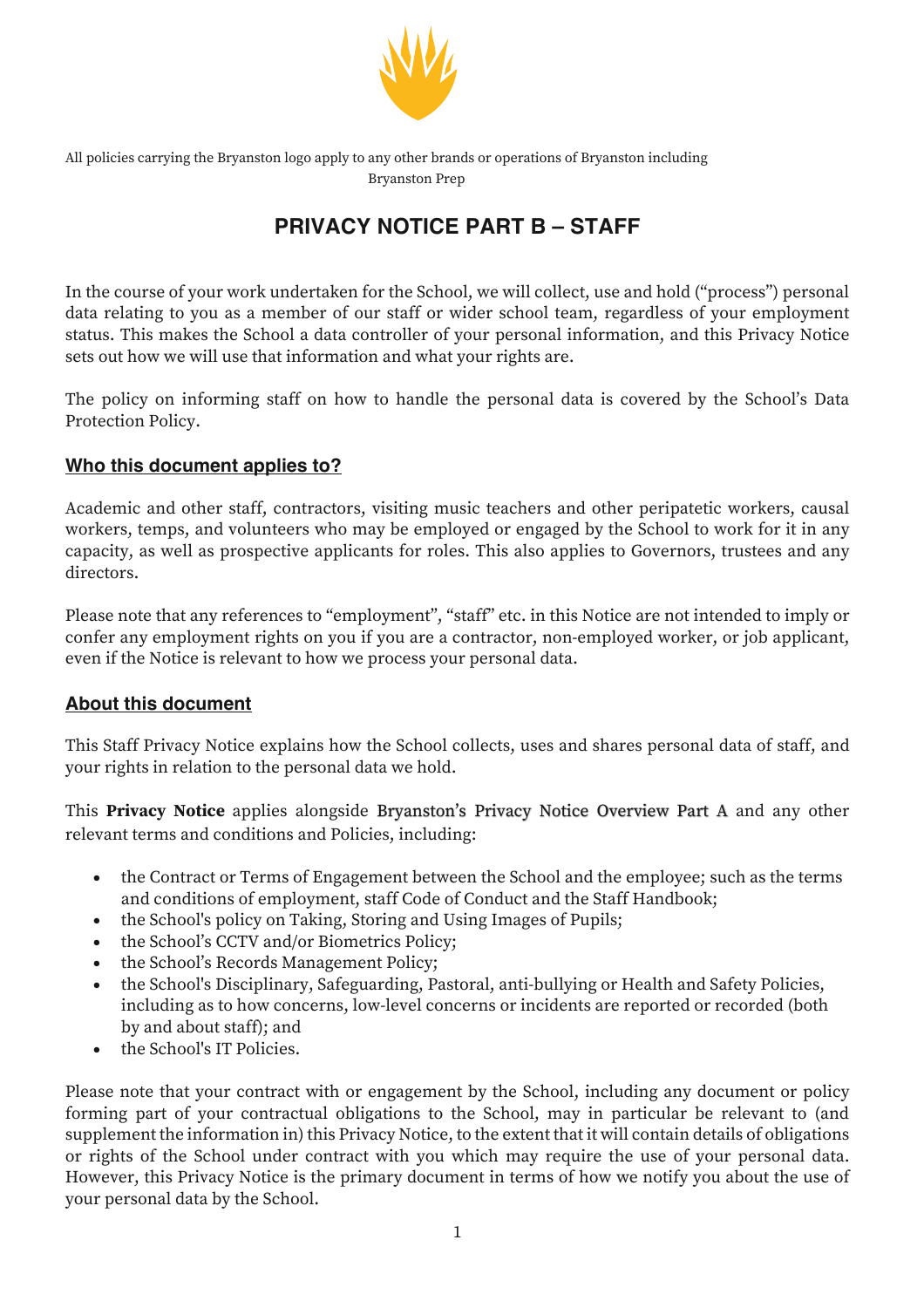All policies carrying the Bryanston logo apply to any other brands or operations of Bryanston including Bryanston Prep

# PRIVACY NOTICE PART B – STAFF

In the course of your work undertaken for the School, we will collect, use and hold ("process") personal data relating to you as a member of our staff or wider school team, regardless of your employment status. This makes the School a data controller of your personal information, and this Privacy Notice sets out how we will use that information and what your rights are.

The policy on informing staff on how to handle the personal data is covered by the School's Data Protection Policy.

## Who this document applies to?

Academic and other staff, contractors, visiting music teachers and other peripatetic workers, causal workers, temps, and volunteers who may be employed or engaged by the School to work for it in any capacity, as well as prospective applicants for roles. This also applies to Governors, trustees and any directors.

Please note that any references to "employment", "staff" etc. in this Notice are not intended to imply or confer any employment rights on you if you are a contractor, non-employed worker, or job applicant, even if the Notice is relevant to how we process your personal data.

## About this document

This Staff Privacy Notice explains how the School collects, uses and shares personal data of staff, and your rights in relation to the personal data we hold.

This **Privacy Notice** applies alongside Bryanston's Privacy Notice Overview Part A and any other relevant terms and conditions and Policies, including:

- the Contract or Terms of Engagement between the School and the employee; such as the terms and conditions of employment, staff Code of Conduct and the Staff Handbook;
- the School's policy on Taking, Storing and Using Images of Pupils;
- the School's CCTV and/or Biometrics Policy;
- the School's Records Management Policy;
- the School's Disciplinary, Safeguarding, Pastoral, anti-bullying or Health and Safety Policies, including as to how concerns, low-level concerns or incidents are reported or recorded (both by and about staff); and
- the School's IT Policies.

Please note that your contract with or engagement by the School, including any document or policy forming part of your contractual obligations to the School, may in particular be relevant to (and supplement the information in) this Privacy Notice, to the extent that it will contain details of obligations or rights of the School under contract with you which may require the use of your personal data. However, this Privacy Notice is the primary document in terms of how we notify you about the use of your personal data by the School.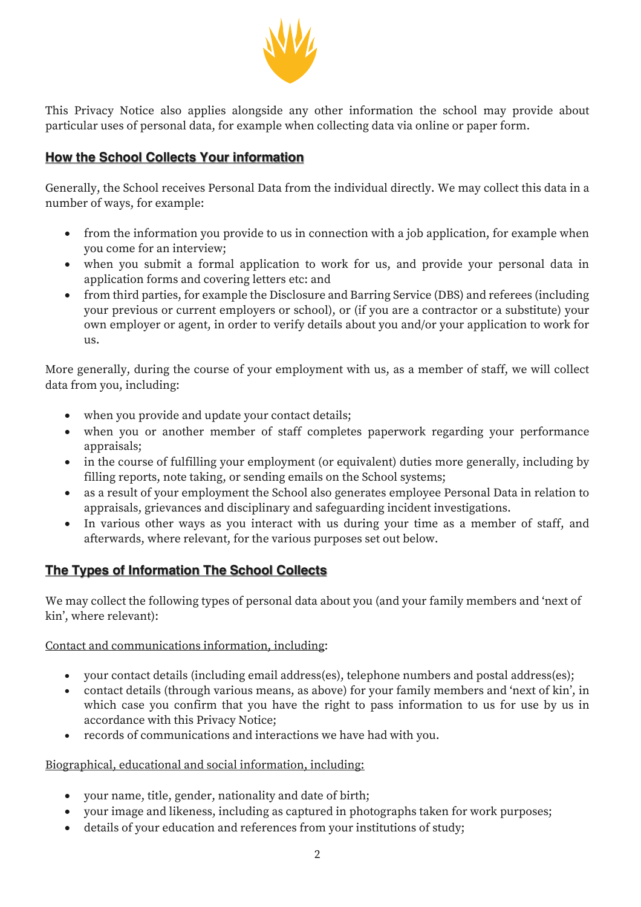This Privacy Notice also applies alongside any other information the school may provide about particular uses of personal data, for example when collecting data via online or paper form.

## How the School Collects Your information

Generally, the School receives Personal Data from the individual directly. We may collect this data in a number of ways, for example:

- from the information you provide to us in connection with a job application, for example when you come for an interview;
- when you submit a formal application to work for us, and provide your personal data in application forms and covering letters etc: and
- from third parties, for example the Disclosure and Barring Service (DBS) and referees (including your previous or current employers or school), or (if you are a contractor or a substitute) your own employer or agent, in order to verify details about you and/or your application to work for us.

More generally, during the course of your employment with us, as a member of staff, we will collect data from you, including:

- when you provide and update your contact details;
- when you or another member of staff completes paperwork regarding your performance appraisals;
- in the course of fulfilling your employment (or equivalent) duties more generally, including by filling reports, note taking, or sending emails on the School systems;
- as a result of your employment the School also generates employee Personal Data in relation to appraisals, grievances and disciplinary and safeguarding incident investigations.
- In various other ways as you interact with us during your time as a member of staff, and afterwards, where relevant, for the various purposes set out below.

## The Types of Information The School Collects

We may collect the following types of personal data about you (and your family members and 'next of kin', where relevant):

Contact and communications information, including:

- your contact details (including email address(es), telephone numbers and postal address(es);
- contact details (through various means, as above) for your family members and 'next of kin', in which case you confirm that you have the right to pass information to us for use by us in accordance with this Privacy Notice;
- records of communications and interactions we have had with you.

Biographical, educational and social information, including:

- your name, title, gender, nationality and date of birth;
- your image and likeness, including as captured in photographs taken for work purposes;
- details of your education and references from your institutions of study;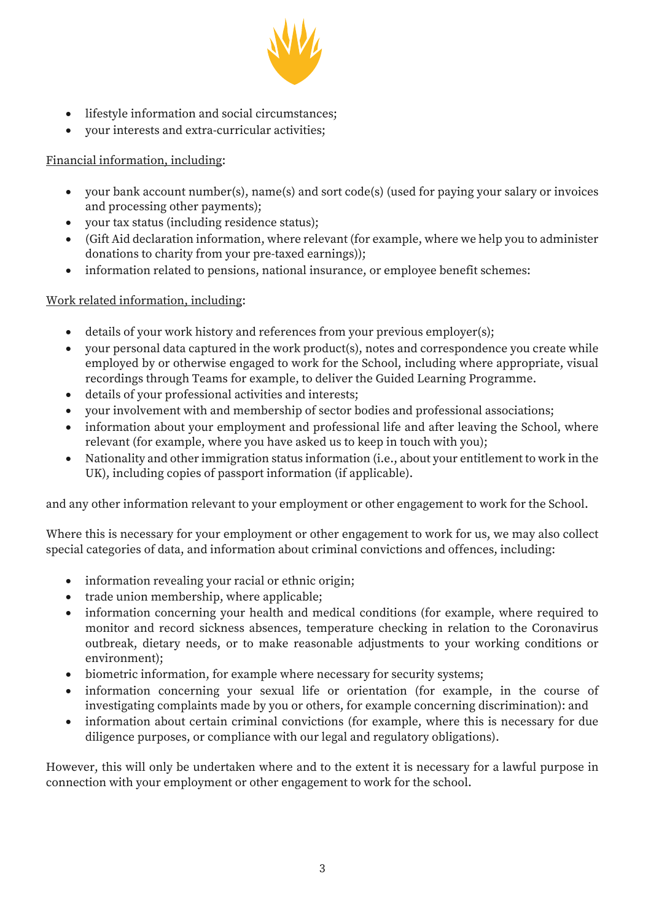- lifestyle information and social circumstances;
- your interests and extra-curricular activities;

<u>Financial information, including</u>:

- your bank account number(s), name(s) and sort code(s) (used for paying your salary or invoices and processing other payments);
- your tax status (including residence status);
- (Gift Aid declaration information, where relevant (for example, where we help you to administer donations to charity from your pre-taxed earnings));
- information related to pensions, national insurance, or employee benefit schemes:

<u>Work related information, including</u>:

- details of your work history and references from your previous employer(s);
- your personal data captured in the work product(s), notes and correspondence you create while employed by or otherwise engaged to work for the School, including where appropriate, visual recordings through Teams for example, to deliver the Guided Learning Programme.
- details of your professional activities and interests;
- your involvement with and membership of sector bodies and professional associations;
- information about your employment and professional life and after leaving the School, where relevant (for example, where you have asked us to keep in touch with you);
- Nationality and other immigration status information (i.e., about your entitlement to work in the UK), including copies of passport information (if applicable).

and any other information relevant to your employment or other engagement to work for the School.

Where this is necessary for your employment or other engagement to work for us, we may also collect special categories of data, and information about criminal convictions and offences, including:

- information revealing your racial or ethnic origin;
- trade union membership, where applicable;
- information concerning your health and medical conditions (for example, where required to monitor and record sickness absences, temperature checking in relation to the Coronavirus outbreak, dietary needs, or to make reasonable adjustments to your working conditions or environment);
- biometric information, for example where necessary for security systems;
- information concerning your sexual life or orientation (for example, in the course of investigating complaints made by you or others, for example concerning discrimination): and
- information about certain criminal convictions (for example, where this is necessary for due diligence purposes, or compliance with our legal and regulatory obligations).

However, this will only be undertaken where and to the extent it is necessary for a lawful purpose in connection with your employment or other engagement to work for the school.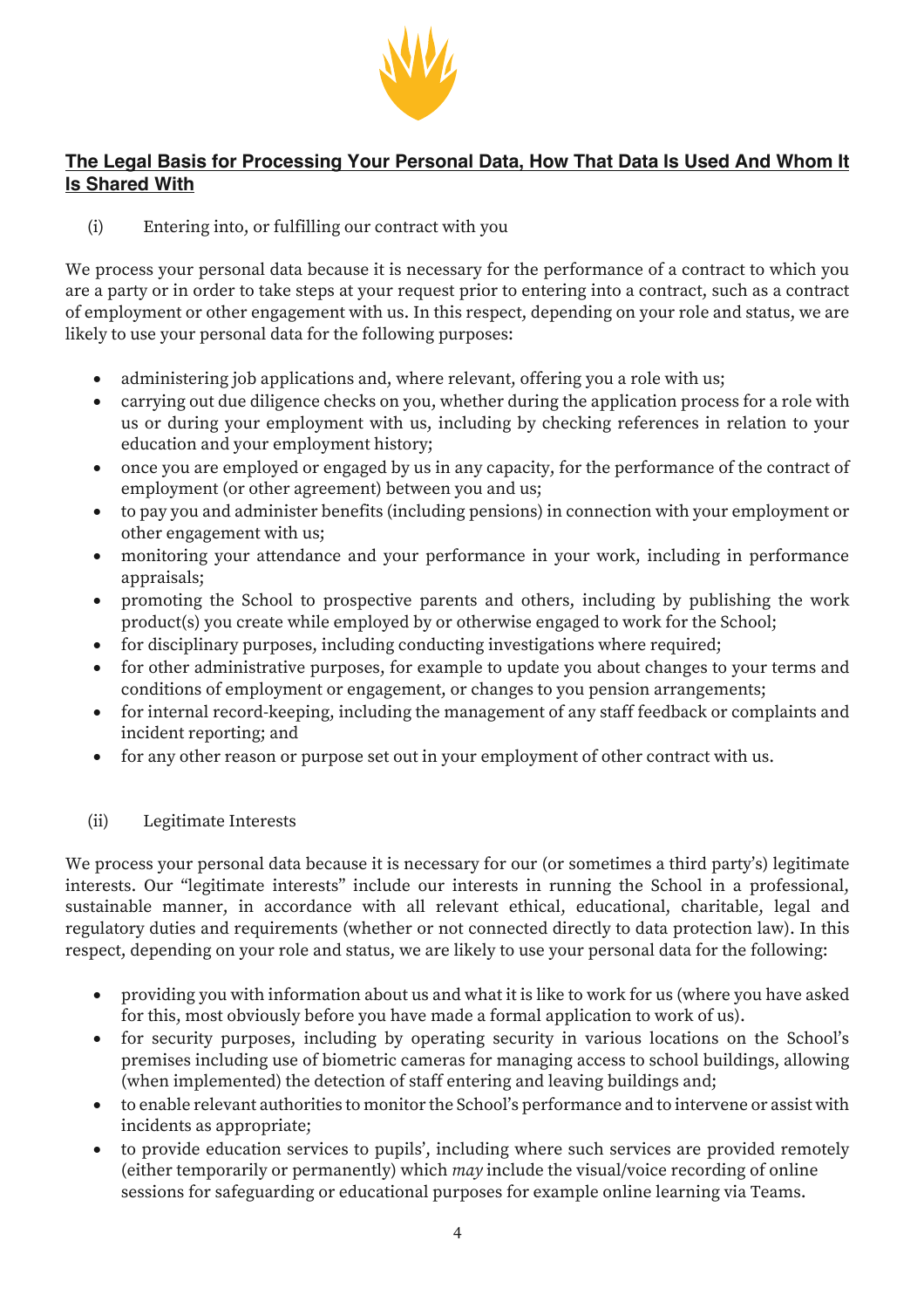## <u>The Legal Basis for Processing Your Personal Data, How That Data Is Used And Whom It Is Shared With</u>

(i) Entering into, or fulfilling our contract with you

We process your personal data because it is necessary for the performance of a contract to which you are a party or in order to take steps at your request prior to entering into a contract, such as a contract of employment or other engagement with us. In this respect, depending on your role and status, we are likely to use your personal data for the following purposes:

- administering job applications and, where relevant, offering you a role with us;
- carrying out due diligence checks on you, whether during the application process for a role with us or during your employment with us, including by checking references in relation to your education and your employment history;
- once you are employed or engaged by us in any capacity, for the performance of the contract of employment (or other agreement) between you and us;
- to pay you and administer benefits (including pensions) in connection with your employment or other engagement with us;
- monitoring your attendance and your performance in your work, including in performance appraisals;
- promoting the School to prospective parents and others, including by publishing the work product(s) you create while employed by or otherwise engaged to work for the School;
- for disciplinary purposes, including conducting investigations where required;
- for other administrative purposes, for example to update you about changes to your terms and conditions of employment or engagement, or changes to you pension arrangements;
- for internal record-keeping, including the management of any staff feedback or complaints and incident reporting; and
- for any other reason or purpose set out in your employment of other contract with us.

(ii) Legitimate Interests

We process your personal data because it is necessary for our (or sometimes a third party's) legitimate interests. Our "legitimate interests" include our interests in running the School in a professional, sustainable manner, in accordance with all relevant ethical, educational, charitable, legal and regulatory duties and requirements (whether or not connected directly to data protection law). In this respect, depending on your role and status, we are likely to use your personal data for the following:

- providing you with information about us and what it is like to work for us (where you have asked for this, most obviously before you have made a formal application to work of us).
- for security purposes, including by operating security in various locations on the School's premises including use of biometric cameras for managing access to school buildings, allowing (when implemented) the detection of staff entering and leaving buildings and;
- to enable relevant authorities to monitor the School's performance and to intervene or assist with incidents as appropriate;
- to provide education services to pupils', including where such services are provided remotely (either temporarily or permanently) which *may* include the visual/voice recording of online sessions for safeguarding or educational purposes for example online learning via Teams.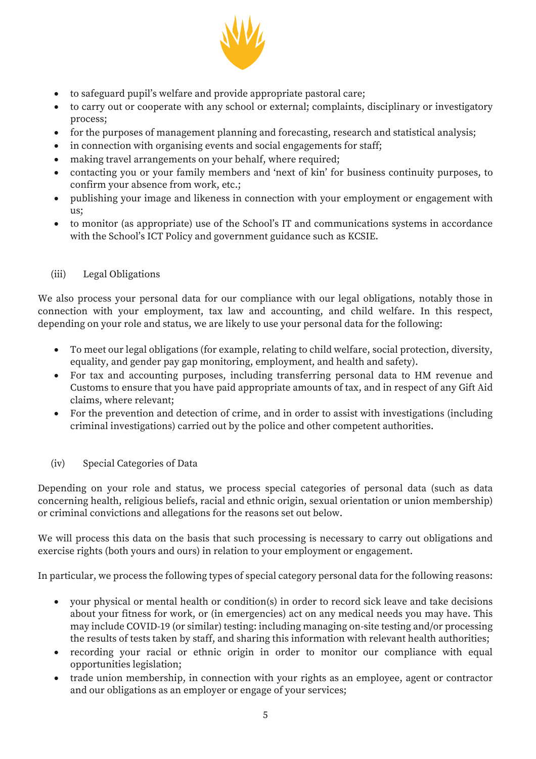- to safeguard pupil's welfare and provide appropriate pastoral care;
- to carry out or cooperate with any school or external; complaints, disciplinary or investigatory process;
- for the purposes of management planning and forecasting, research and statistical analysis;
- in connection with organising events and social engagements for staff;
- making travel arrangements on your behalf, where required;
- contacting you or your family members and 'next of kin' for business continuity purposes, to confirm your absence from work, etc.;
- publishing your image and likeness in connection with your employment or engagement with us;
- to monitor (as appropriate) use of the School's IT and communications systems in accordance with the School's ICT Policy and government guidance such as KCSIE.

(iii) Legal Obligations

We also process your personal data for our compliance with our legal obligations, notably those in connection with your employment, tax law and accounting, and child welfare. In this respect, depending on your role and status, we are likely to use your personal data for the following:

- To meet our legal obligations (for example, relating to child welfare, social protection, diversity, equality, and gender pay gap monitoring, employment, and health and safety).
- For tax and accounting purposes, including transferring personal data to HM revenue and Customs to ensure that you have paid appropriate amounts of tax, and in respect of any Gift Aid claims, where relevant;
- For the prevention and detection of crime, and in order to assist with investigations (including criminal investigations) carried out by the police and other competent authorities.

(iv) Special Categories of Data

Depending on your role and status, we process special categories of personal data (such as data concerning health, religious beliefs, racial and ethnic origin, sexual orientation or union membership) or criminal convictions and allegations for the reasons set out below.

We will process this data on the basis that such processing is necessary to carry out obligations and exercise rights (both yours and ours) in relation to your employment or engagement.

In particular, we process the following types of special category personal data for the following reasons:

- your physical or mental health or condition(s) in order to record sick leave and take decisions about your fitness for work, or (in emergencies) act on any medical needs you may have. This may include COVID-19 (or similar) testing: including managing on-site testing and/or processing the results of tests taken by staff, and sharing this information with relevant health authorities;
- recording your racial or ethnic origin in order to monitor our compliance with equal opportunities legislation;
- trade union membership, in connection with your rights as an employee, agent or contractor and our obligations as an employer or engage of your services;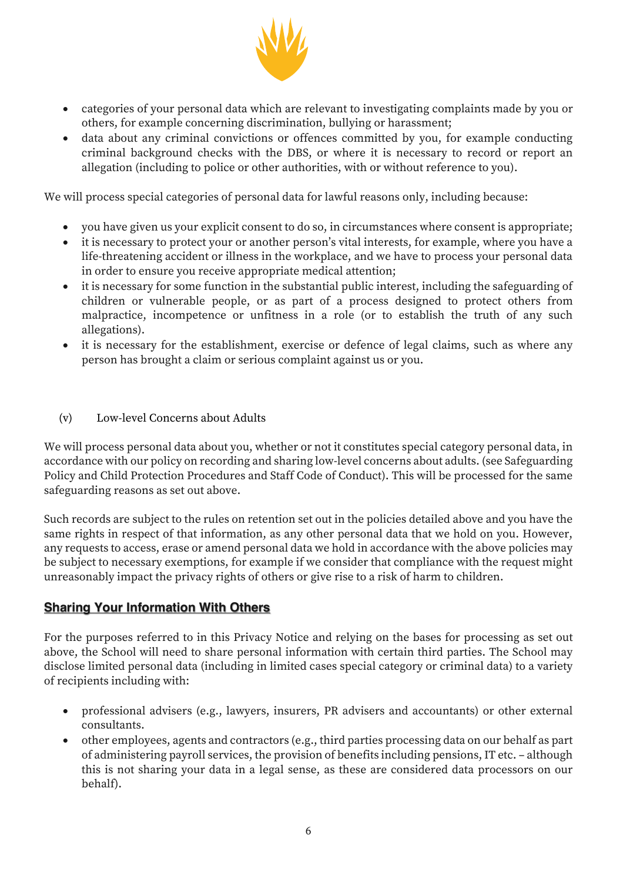- categories of your personal data which are relevant to investigating complaints made by you or others, for example concerning discrimination, bullying or harassment;
- data about any criminal convictions or offences committed by you, for example conducting criminal background checks with the DBS, or where it is necessary to record or report an allegation (including to police or other authorities, with or without reference to you).

We will process special categories of personal data for lawful reasons only, including because:

- you have given us your explicit consent to do so, in circumstances where consent is appropriate;
- it is necessary to protect your or another person's vital interests, for example, where you have a life-threatening accident or illness in the workplace, and we have to process your personal data in order to ensure you receive appropriate medical attention;
- it is necessary for some function in the substantial public interest, including the safeguarding of children or vulnerable people, or as part of a process designed to protect others from malpractice, incompetence or unfitness in a role (or to establish the truth of any such allegations).
- it is necessary for the establishment, exercise or defence of legal claims, such as where any person has brought a claim or serious complaint against us or you.

(v) Low-level Concerns about Adults

We will process personal data about you, whether or not it constitutes special category personal data, in accordance with our policy on recording and sharing low-level concerns about adults. (see Safeguarding Policy and Child Protection Procedures and Staff Code of Conduct). This will be processed for the same safeguarding reasons as set out above.

Such records are subject to the rules on retention set out in the policies detailed above and you have the same rights in respect of that information, as any other personal data that we hold on you. However, any requests to access, erase or amend personal data we hold in accordance with the above policies may be subject to necessary exemptions, for example if we consider that compliance with the request might unreasonably impact the privacy rights of others or give rise to a risk of harm to children.

## Sharing Your Information With Others

For the purposes referred to in this Privacy Notice and relying on the bases for processing as set out above, the School will need to share personal information with certain third parties. The School may disclose limited personal data (including in limited cases special category or criminal data) to a variety of recipients including with:

- professional advisers (e.g., lawyers, insurers, PR advisers and accountants) or other external consultants.
- other employees, agents and contractors (e.g., third parties processing data on our behalf as part of administering payroll services, the provision of benefits including pensions, IT etc. – although this is not sharing your data in a legal sense, as these are considered data processors on our behalf).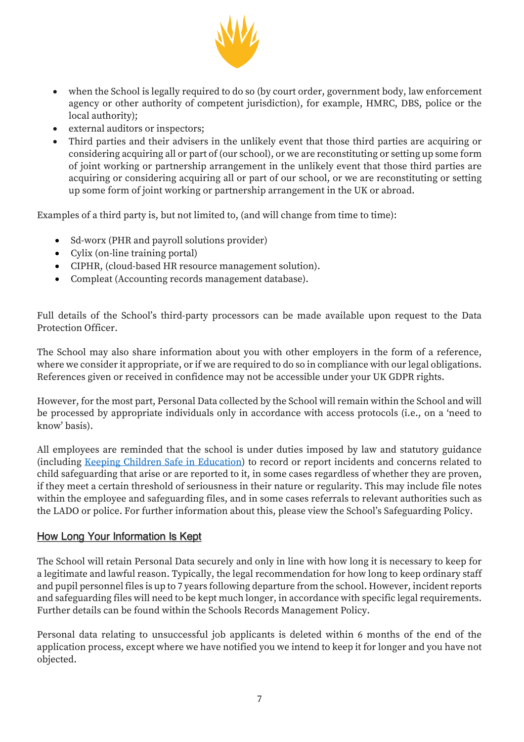- when the School is legally required to do so (by court order, government body, law enforcement agency or other authority of competent jurisdiction), for example, HMRC, DBS, police or the local authority);
- external auditors or inspectors;
- Third parties and their advisers in the unlikely event that those third parties are acquiring or considering acquiring all or part of (our school), or we are reconstituting or setting up some form of joint working or partnership arrangement in the unlikely event that those third parties are acquiring or considering acquiring all or part of our school, or we are reconstituting or setting up some form of joint working or partnership arrangement in the UK or abroad.

Examples of a third party is, but not limited to, (and will change from time to time):

- Sd-worx (PHR and payroll solutions provider)
- Cylix (on-line training portal)
- CIPHR, (cloud-based HR resource management solution).
- Compleat (Accounting records management database).

Full details of the School's third-party processors can be made available upon request to the Data Protection Officer.

The School may also share information about you with other employers in the form of a reference, where we consider it appropriate, or if we are required to do so in compliance with our legal obligations. References given or received in confidence may not be accessible under your UK GDPR rights.

However, for the most part, Personal Data collected by the School will remain within the School and will be processed by appropriate individuals only in accordance with access protocols (i.e., on a 'need to know' basis).

All employees are reminded that the school is under duties imposed by law and statutory guidance (including [Keeping Children Safe in Education]) to record or report incidents and concerns related to child safeguarding that arise or are reported to it, in some cases regardless of whether they are proven, if they meet a certain threshold of seriousness in their nature or regularity. This may include file notes within the employee and safeguarding files, and in some cases referrals to relevant authorities such as the LADO or police. For further information about this, please view the School's Safeguarding Policy.

## How Long Your Information Is Kept

The School will retain Personal Data securely and only in line with how long it is necessary to keep for a legitimate and lawful reason. Typically, the legal recommendation for how long to keep ordinary staff and pupil personnel files is up to 7 years following departure from the school. However, incident reports and safeguarding files will need to be kept much longer, in accordance with specific legal requirements. Further details can be found within the Schools Records Management Policy.

Personal data relating to unsuccessful job applicants is deleted within 6 months of the end of the application process, except where we have notified you we intend to keep it for longer and you have not objected.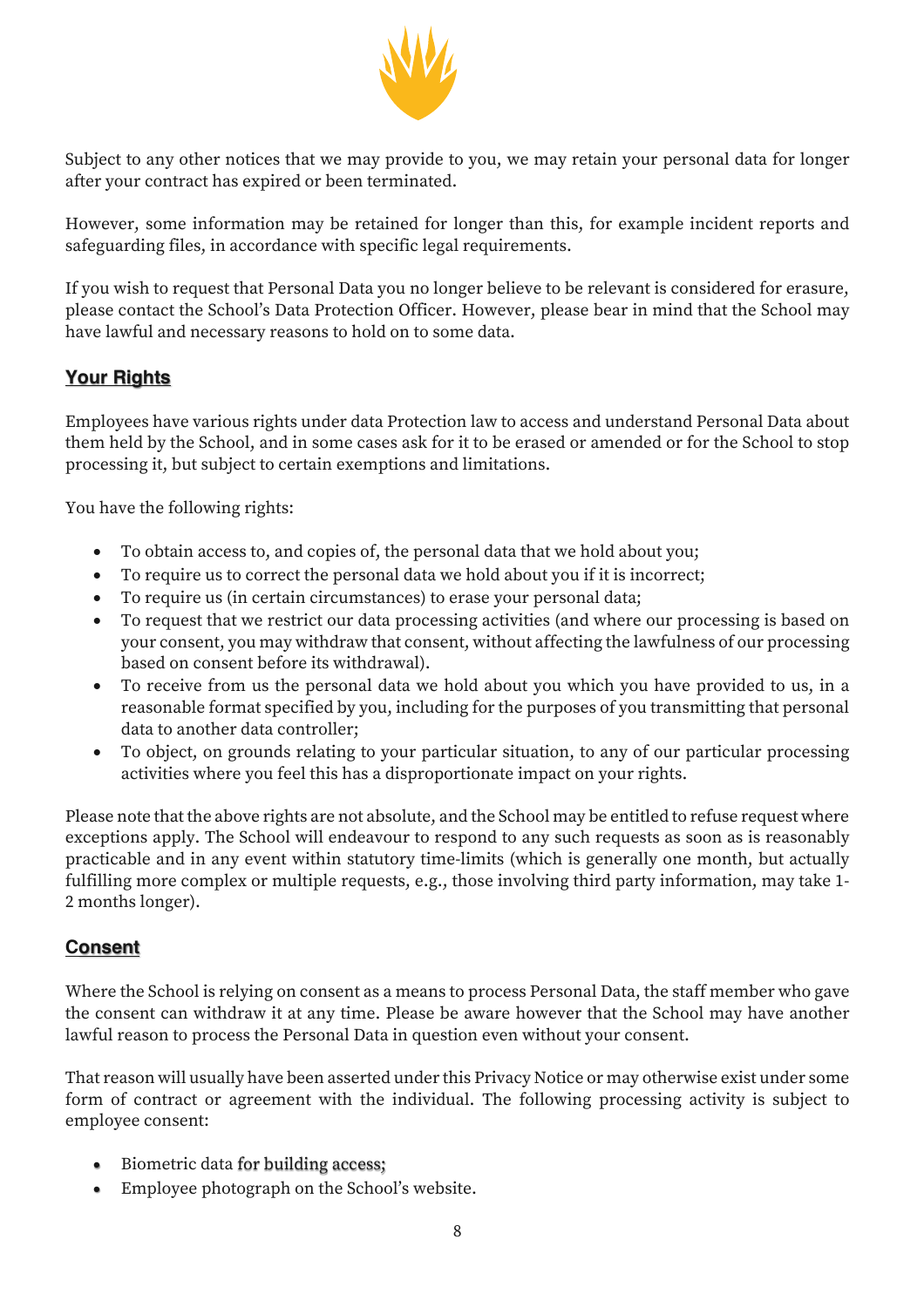Subject to any other notices that we may provide to you, we may retain your personal data for longer after your contract has expired or been terminated.

However, some information may be retained for longer than this, for example incident reports and safeguarding files, in accordance with specific legal requirements.

If you wish to request that Personal Data you no longer believe to be relevant is considered for erasure, please contact the School's Data Protection Officer. However, please bear in mind that the School may have lawful and necessary reasons to hold on to some data.

## Your Rights

Employees have various rights under data Protection law to access and understand Personal Data about them held by the School, and in some cases ask for it to be erased or amended or for the School to stop processing it, but subject to certain exemptions and limitations.

You have the following rights:

- To obtain access to, and copies of, the personal data that we hold about you;
- To require us to correct the personal data we hold about you if it is incorrect;
- To require us (in certain circumstances) to erase your personal data;
- To request that we restrict our data processing activities (and where our processing is based on your consent, you may withdraw that consent, without affecting the lawfulness of our processing based on consent before its withdrawal).
- To receive from us the personal data we hold about you which you have provided to us, in a reasonable format specified by you, including for the purposes of you transmitting that personal data to another data controller;
- To object, on grounds relating to your particular situation, to any of our particular processing activities where you feel this has a disproportionate impact on your rights.

Please note that the above rights are not absolute, and the School may be entitled to refuse request where exceptions apply. The School will endeavour to respond to any such requests as soon as is reasonably practicable and in any event within statutory time-limits (which is generally one month, but actually fulfilling more complex or multiple requests, e.g., those involving third party information, may take 1-2 months longer).

## Consent

Where the School is relying on consent as a means to process Personal Data, the staff member who gave the consent can withdraw it at any time. Please be aware however that the School may have another lawful reason to process the Personal Data in question even without your consent.

That reason will usually have been asserted under this Privacy Notice or may otherwise exist under some form of contract or agreement with the individual. The following processing activity is subject to employee consent:

- Biometric data for building access;
- Employee photograph on the School's website.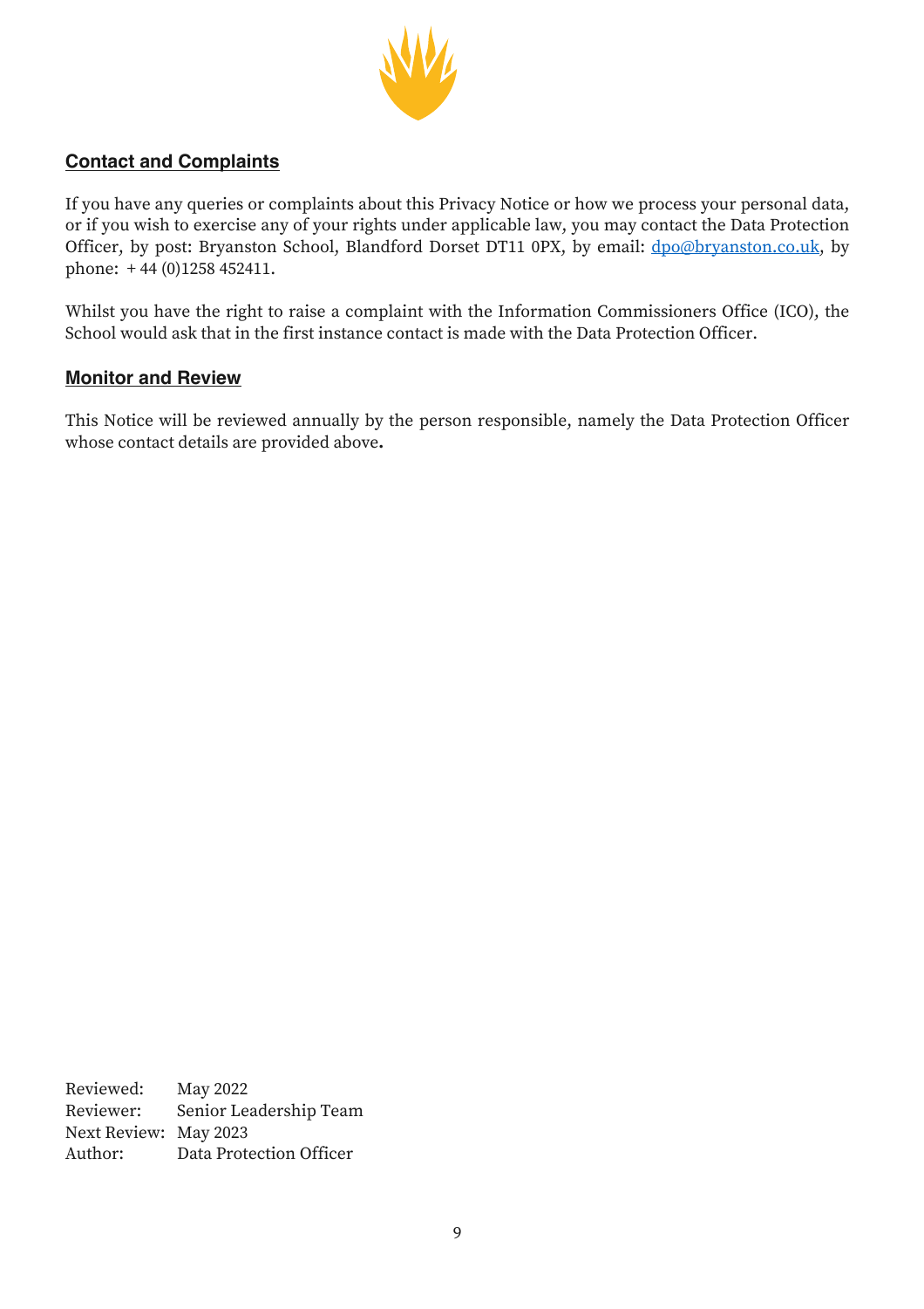## Contact and Complaints

If you have any queries or complaints about this Privacy Notice or how we process your personal data, or if you wish to exercise any of your rights under applicable law, you may contact the Data Protection Officer, by post: Bryanston School, Blandford Dorset DT11 0PX, by email: dpo@bryanston.co.uk, by phone: + 44 (0)1258 452411.

Whilst you have the right to raise a complaint with the Information Commissioners Office (ICO), the School would ask that in the first instance contact is made with the Data Protection Officer.

## Monitor and Review

This Notice will be reviewed annually by the person responsible, namely the Data Protection Officer whose contact details are provided above.

| | |
|---|---|
| Reviewed: | May 2022 |
| Reviewer: | Senior Leadership Team |
| Next Review: | May 2023 |
| Author: | Data Protection Officer |